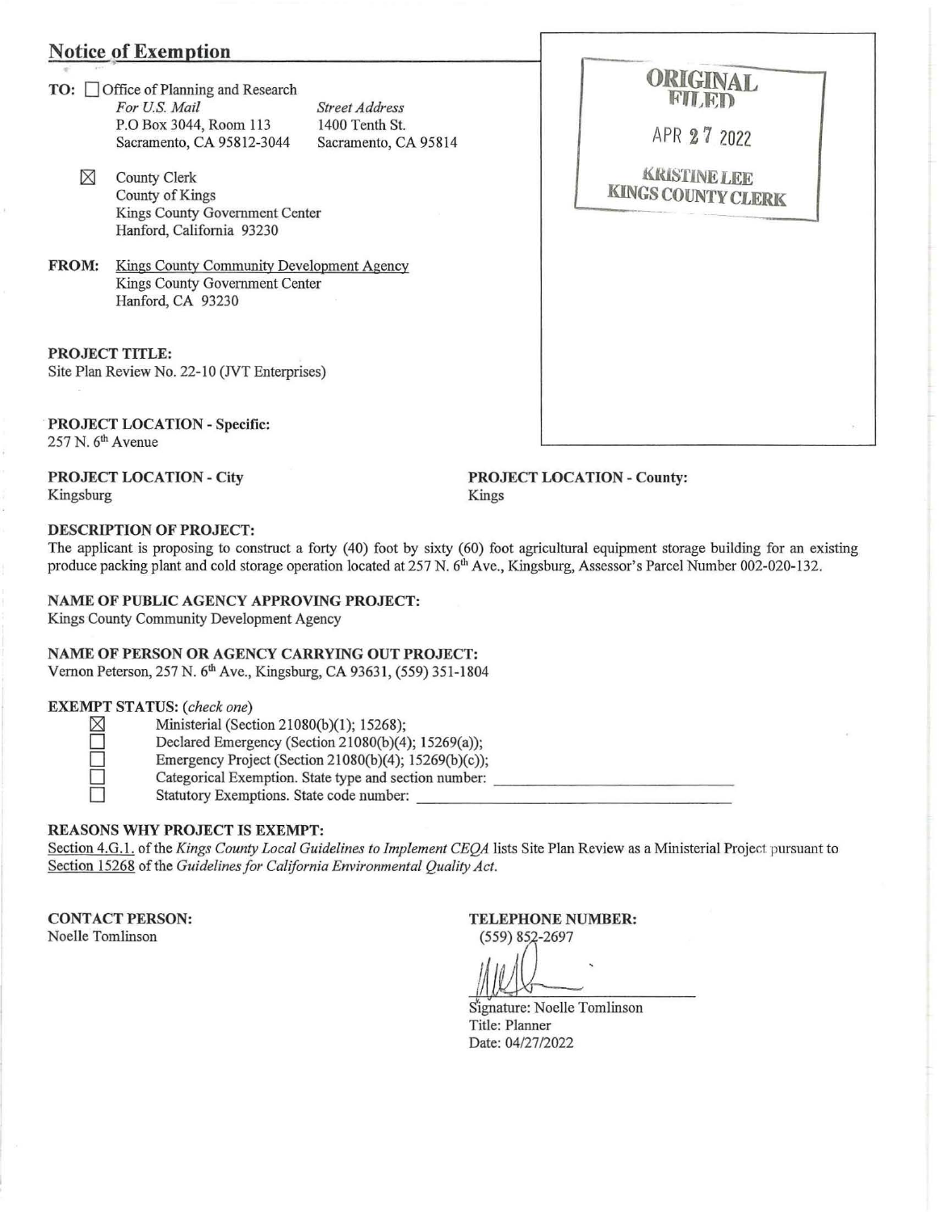## Notice of Exemption

**TO:** ☐ Office of Planning and Research

*For U.S. Mail*
P.O Box 3044, Room 113
Sacramento, CA 95812-3044

*Street Address*
1400 Tenth St.
Sacramento, CA 95814

☒ County Clerk
County of Kings
Kings County Government Center
Hanford, California 93230

**FROM:** Kings County Community Development Agency
Kings County Government Center
Hanford, CA 93230

ORIGINAL FILED
APR 27 2022
KRISTINE LEE
KINGS COUNTY CLERK

**PROJECT TITLE:**
Site Plan Review No. 22-10 (JVT Enterprises)

**PROJECT LOCATION - Specific:**
257 N. 6th Avenue

**PROJECT LOCATION - City**
Kingsburg

**PROJECT LOCATION - County:**
Kings

**DESCRIPTION OF PROJECT:**
The applicant is proposing to construct a forty (40) foot by sixty (60) foot agricultural equipment storage building for an existing produce packing plant and cold storage operation located at 257 N. 6th Ave., Kingsburg, Assessor's Parcel Number 002-020-132.

**NAME OF PUBLIC AGENCY APPROVING PROJECT:**
Kings County Community Development Agency

**NAME OF PERSON OR AGENCY CARRYING OUT PROJECT:**
Vernon Peterson, 257 N. 6th Ave., Kingsburg, CA 93631, (559) 351-1804

**EXEMPT STATUS:** *(check one)*

- ☒ Ministerial (Section 21080(b)(1); 15268);
- ☐ Declared Emergency (Section 21080(b)(4); 15269(a));
- ☐ Emergency Project (Section 21080(b)(4); 15269(b)(c));
- ☐ Categorical Exemption. State type and section number: ____________
- ☐ Statutory Exemptions. State code number: ____________

**REASONS WHY PROJECT IS EXEMPT:**
Section 4.G.1. of the *Kings County Local Guidelines to Implement CEQA* lists Site Plan Review as a Ministerial Project pursuant to Section 15268 of the *Guidelines for California Environmental Quality Act.*

**CONTACT PERSON:**
Noelle Tomlinson

**TELEPHONE NUMBER:**
(559) 852-2697

Signature: Noelle Tomlinson
Title: Planner
Date: 04/27/2022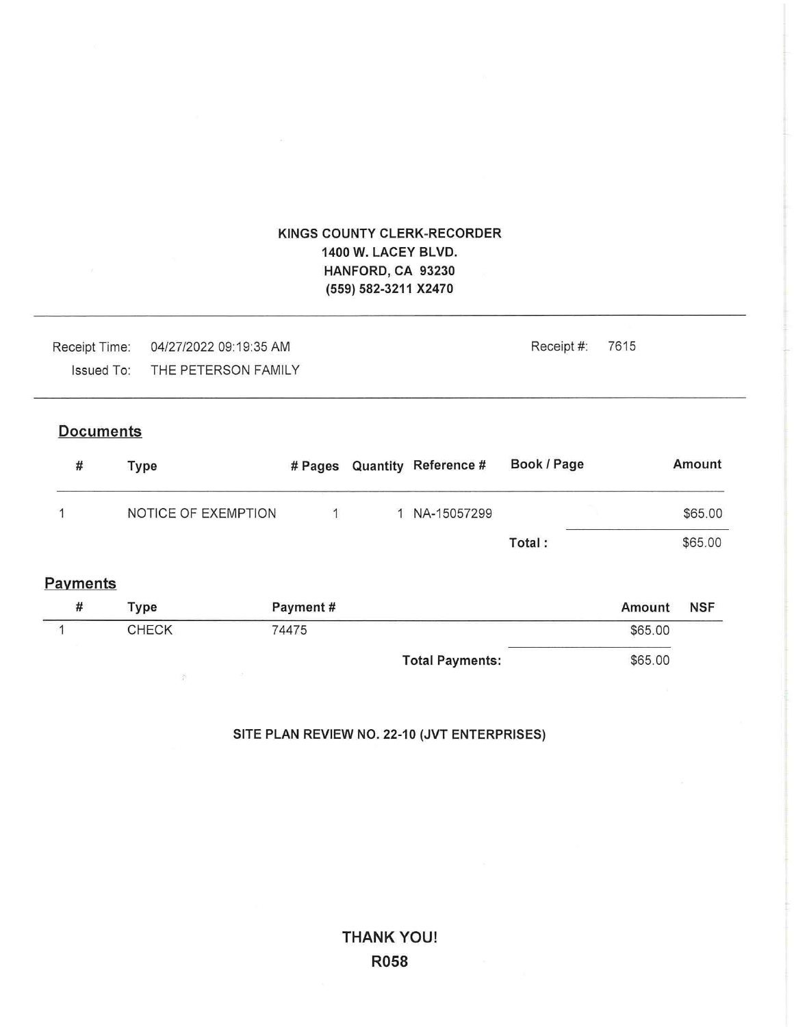**KINGS COUNTY CLERK-RECORDER**
**1400 W. LACEY BLVD.**
**HANFORD, CA 93230**
**(559) 582-3211 X2470**

---

Receipt Time: 04/27/2022 09:19:35 AM

Receipt #: 7615

Issued To: THE PETERSON FAMILY

---

## Documents

| # | Type | # Pages | Quantity | Reference # | Book / Page | Amount |
|---|---|---|---|---|---|---|
| 1 | NOTICE OF EXEMPTION | 1 | 1 | NA-15057299 | | $65.00 |
| | | | | | **Total :** | $65.00 |

## Payments

| # | Type | Payment # | Amount | NSF |
|---|---|---|---|---|
| 1 | CHECK | 74475 | $65.00 | |
| | | **Total Payments:** | $65.00 | |

**SITE PLAN REVIEW NO. 22-10 (JVT ENTERPRISES)**

**THANK YOU!**
**R058**